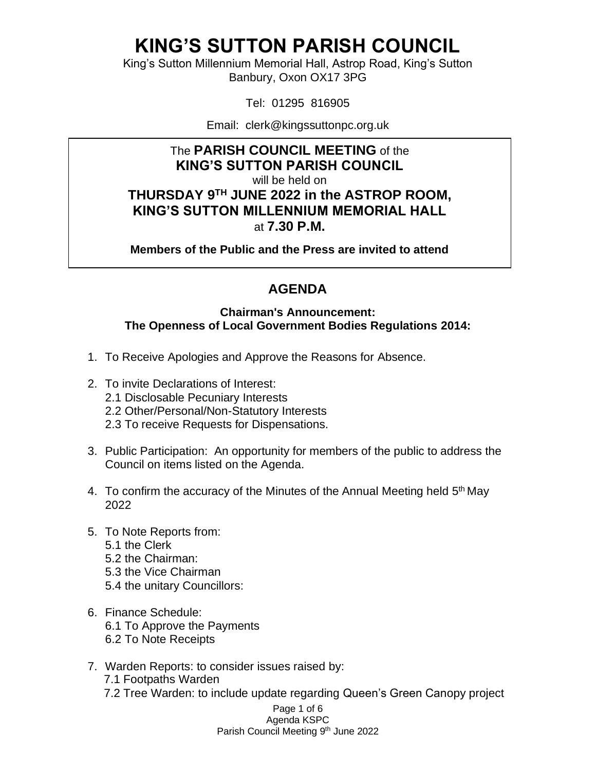# KING'S SUTTON PARISH COUNCIL

King's Sutton Millennium Memorial Hall, Astrop Road, King's Sutton
Banbury, Oxon OX17 3PG

Tel: 01295 816905

Email: clerk@kingssuttonpc.org.uk

The **PARISH COUNCIL MEETING** of the
**KING'S SUTTON PARISH COUNCIL**
will be held on
**THURSDAY 9TH JUNE 2022 in the ASTROP ROOM,**
**KING'S SUTTON MILLENNIUM MEMORIAL HALL**
at **7.30 P.M.**

**Members of the Public and the Press are invited to attend**

## AGENDA

**Chairman's Announcement:**
**The Openness of Local Government Bodies Regulations 2014:**

1. To Receive Apologies and Approve the Reasons for Absence.

2. To invite Declarations of Interest:
   2.1 Disclosable Pecuniary Interests
   2.2 Other/Personal/Non-Statutory Interests
   2.3 To receive Requests for Dispensations.

3. Public Participation: An opportunity for members of the public to address the Council on items listed on the Agenda.

4. To confirm the accuracy of the Minutes of the Annual Meeting held 5th May 2022

5. To Note Reports from:
   5.1 the Clerk
   5.2 the Chairman:
   5.3 the Vice Chairman
   5.4 the unitary Councillors:

6. Finance Schedule:
   6.1 To Approve the Payments
   6.2 To Note Receipts

7. Warden Reports: to consider issues raised by:
   7.1 Footpaths Warden
   7.2 Tree Warden: to include update regarding Queen's Green Canopy project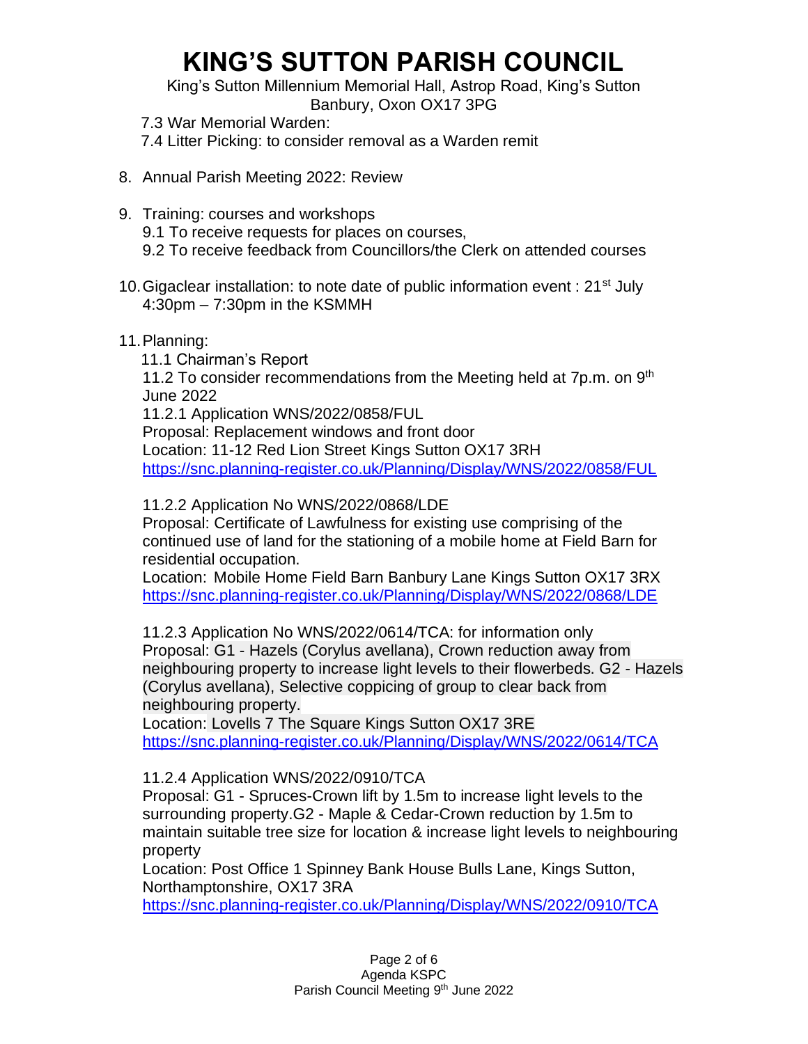# KING'S SUTTON PARISH COUNCIL

King's Sutton Millennium Memorial Hall, Astrop Road, King's Sutton
Banbury, Oxon OX17 3PG

7.3 War Memorial Warden:
7.4 Litter Picking: to consider removal as a Warden remit

8. Annual Parish Meeting 2022: Review

9. Training: courses and workshops
   9.1 To receive requests for places on courses,
   9.2 To receive feedback from Councillors/the Clerk on attended courses

10. Gigaclear installation: to note date of public information event : 21st July 4:30pm – 7:30pm in the KSMMH

11. Planning:
    11.1 Chairman's Report
    11.2 To consider recommendations from the Meeting held at 7p.m. on 9th June 2022

    11.2.1 Application WNS/2022/0858/FUL
    Proposal: Replacement windows and front door
    Location: 11-12 Red Lion Street Kings Sutton OX17 3RH
    https://snc.planning-register.co.uk/Planning/Display/WNS/2022/0858/FUL

    11.2.2 Application No WNS/2022/0868/LDE
    Proposal: Certificate of Lawfulness for existing use comprising of the continued use of land for the stationing of a mobile home at Field Barn for residential occupation.
    Location: Mobile Home Field Barn Banbury Lane Kings Sutton OX17 3RX
    https://snc.planning-register.co.uk/Planning/Display/WNS/2022/0868/LDE

    11.2.3 Application No WNS/2022/0614/TCA: for information only
    Proposal: G1 - Hazels (Corylus avellana), Crown reduction away from neighbouring property to increase light levels to their flowerbeds. G2 - Hazels (Corylus avellana), Selective coppicing of group to clear back from neighbouring property.
    Location: Lovells 7 The Square Kings Sutton OX17 3RE
    https://snc.planning-register.co.uk/Planning/Display/WNS/2022/0614/TCA

    11.2.4 Application WNS/2022/0910/TCA
    Proposal: G1 - Spruces-Crown lift by 1.5m to increase light levels to the surrounding property.G2 - Maple & Cedar-Crown reduction by 1.5m to maintain suitable tree size for location & increase light levels to neighbouring property
    Location: Post Office 1 Spinney Bank House Bulls Lane, Kings Sutton, Northamptonshire, OX17 3RA
    https://snc.planning-register.co.uk/Planning/Display/WNS/2022/0910/TCA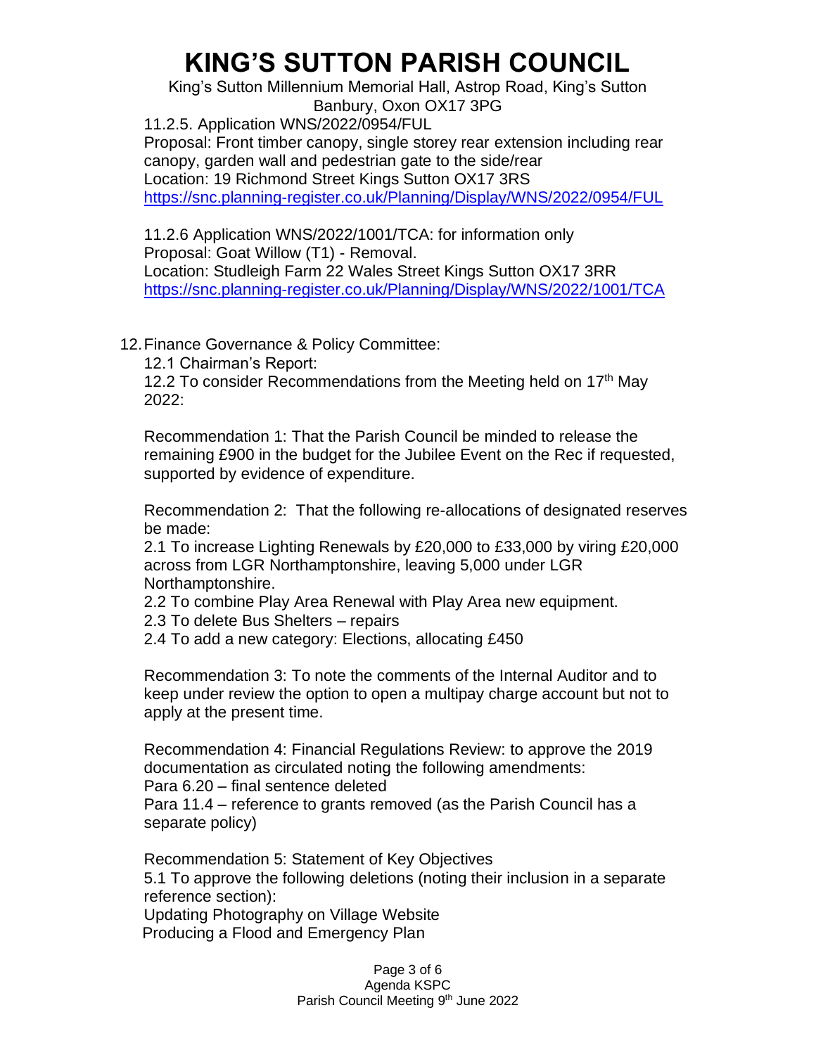11.2.5. Application WNS/2022/0954/FUL
Proposal: Front timber canopy, single storey rear extension including rear canopy, garden wall and pedestrian gate to the side/rear
Location: 19 Richmond Street Kings Sutton OX17 3RS
https://snc.planning-register.co.uk/Planning/Display/WNS/2022/0954/FUL

11.2.6 Application WNS/2022/1001/TCA: for information only
Proposal: Goat Willow (T1) - Removal.
Location: Studleigh Farm 22 Wales Street Kings Sutton OX17 3RR
https://snc.planning-register.co.uk/Planning/Display/WNS/2022/1001/TCA

12. Finance Governance & Policy Committee:

12.1 Chairman's Report:

12.2 To consider Recommendations from the Meeting held on 17th May 2022:

Recommendation 1: That the Parish Council be minded to release the remaining £900 in the budget for the Jubilee Event on the Rec if requested, supported by evidence of expenditure.

Recommendation 2: That the following re-allocations of designated reserves be made:

2.1 To increase Lighting Renewals by £20,000 to £33,000 by viring £20,000 across from LGR Northamptonshire, leaving 5,000 under LGR Northamptonshire.

2.2 To combine Play Area Renewal with Play Area new equipment.

2.3 To delete Bus Shelters – repairs

2.4 To add a new category: Elections, allocating £450

Recommendation 3: To note the comments of the Internal Auditor and to keep under review the option to open a multipay charge account but not to apply at the present time.

Recommendation 4: Financial Regulations Review: to approve the 2019 documentation as circulated noting the following amendments:
Para 6.20 – final sentence deleted
Para 11.4 – reference to grants removed (as the Parish Council has a separate policy)

Recommendation 5: Statement of Key Objectives

5.1 To approve the following deletions (noting their inclusion in a separate reference section):
Updating Photography on Village Website
Producing a Flood and Emergency Plan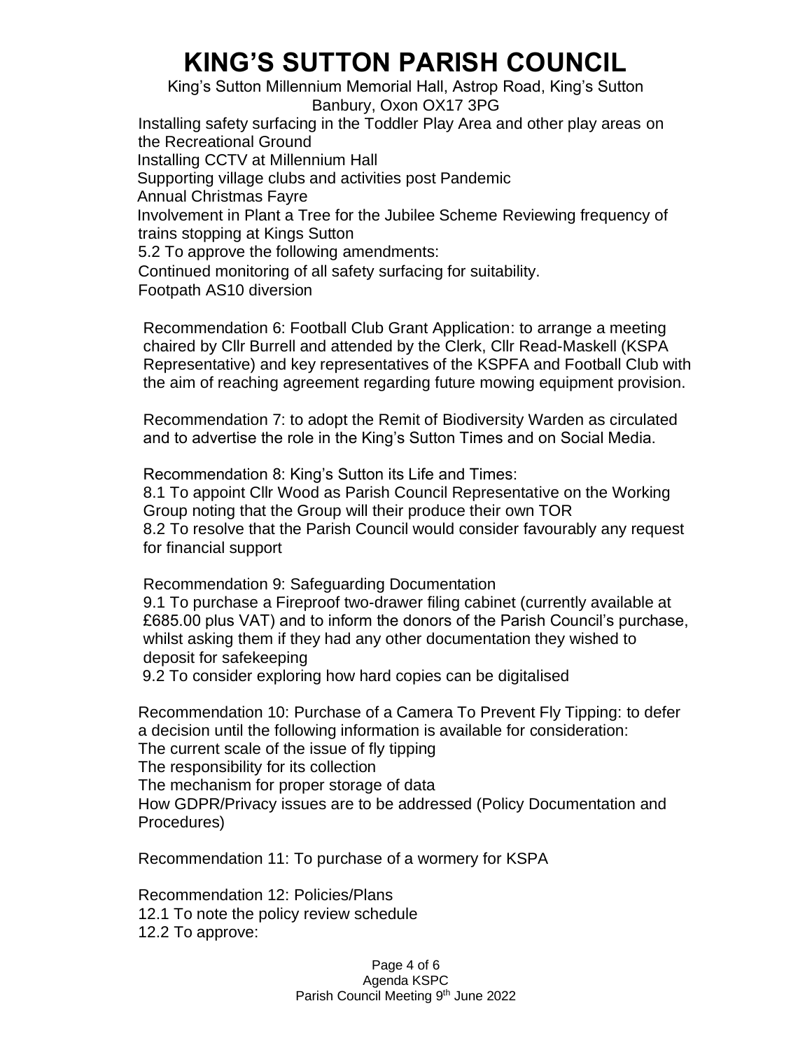# KING'S SUTTON PARISH COUNCIL

King's Sutton Millennium Memorial Hall, Astrop Road, King's Sutton
Banbury, Oxon OX17 3PG

Installing safety surfacing in the Toddler Play Area and other play areas on the Recreational Ground

Installing CCTV at Millennium Hall

Supporting village clubs and activities post Pandemic

Annual Christmas Fayre

Involvement in Plant a Tree for the Jubilee Scheme Reviewing frequency of trains stopping at Kings Sutton

5.2 To approve the following amendments:

Continued monitoring of all safety surfacing for suitability.

Footpath AS10 diversion

Recommendation 6: Football Club Grant Application: to arrange a meeting chaired by Cllr Burrell and attended by the Clerk, Cllr Read-Maskell (KSPA Representative) and key representatives of the KSPFA and Football Club with the aim of reaching agreement regarding future mowing equipment provision.

Recommendation 7: to adopt the Remit of Biodiversity Warden as circulated and to advertise the role in the King's Sutton Times and on Social Media.

Recommendation 8: King's Sutton its Life and Times:

8.1 To appoint Cllr Wood as Parish Council Representative on the Working Group noting that the Group will their produce their own TOR

8.2 To resolve that the Parish Council would consider favourably any request for financial support

Recommendation 9: Safeguarding Documentation

9.1 To purchase a Fireproof two-drawer filing cabinet (currently available at £685.00 plus VAT) and to inform the donors of the Parish Council's purchase, whilst asking them if they had any other documentation they wished to deposit for safekeeping

9.2 To consider exploring how hard copies can be digitalised

Recommendation 10: Purchase of a Camera To Prevent Fly Tipping: to defer a decision until the following information is available for consideration:

The current scale of the issue of fly tipping

The responsibility for its collection

The mechanism for proper storage of data

How GDPR/Privacy issues are to be addressed (Policy Documentation and Procedures)

Recommendation 11: To purchase of a wormery for KSPA

Recommendation 12: Policies/Plans

12.1 To note the policy review schedule

12.2 To approve: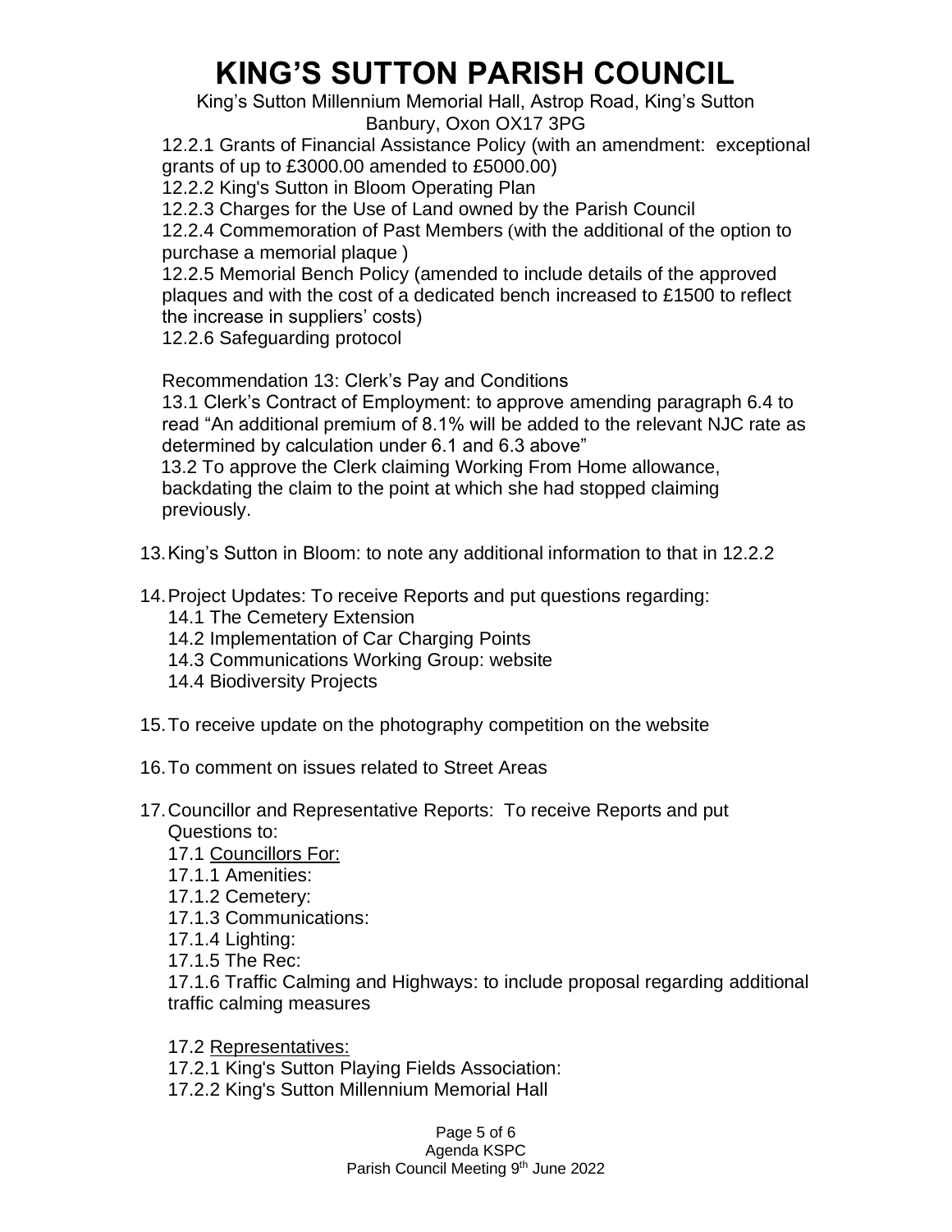12.2.1 Grants of Financial Assistance Policy (with an amendment: exceptional grants of up to £3000.00 amended to £5000.00)

12.2.2 King's Sutton in Bloom Operating Plan

12.2.3 Charges for the Use of Land owned by the Parish Council

12.2.4 Commemoration of Past Members (with the additional of the option to purchase a memorial plaque )

12.2.5 Memorial Bench Policy (amended to include details of the approved plaques and with the cost of a dedicated bench increased to £1500 to reflect the increase in suppliers' costs)

12.2.6 Safeguarding protocol

Recommendation 13: Clerk's Pay and Conditions

13.1 Clerk's Contract of Employment: to approve amending paragraph 6.4 to read "An additional premium of 8.1% will be added to the relevant NJC rate as determined by calculation under 6.1 and 6.3 above"

13.2 To approve the Clerk claiming Working From Home allowance, backdating the claim to the point at which she had stopped claiming previously.

13. King's Sutton in Bloom: to note any additional information to that in 12.2.2

14. Project Updates: To receive Reports and put questions regarding:
    - 14.1 The Cemetery Extension
    - 14.2 Implementation of Car Charging Points
    - 14.3 Communications Working Group: website
    - 14.4 Biodiversity Projects

15. To receive update on the photography competition on the website

16. To comment on issues related to Street Areas

17. Councillor and Representative Reports: To receive Reports and put Questions to:

    17.1 Councillors For:

    17.1.1 Amenities:

    17.1.2 Cemetery:

    17.1.3 Communications:

    17.1.4 Lighting:

    17.1.5 The Rec:

    17.1.6 Traffic Calming and Highways: to include proposal regarding additional traffic calming measures

    17.2 Representatives:

    17.2.1 King's Sutton Playing Fields Association:

    17.2.2 King's Sutton Millennium Memorial Hall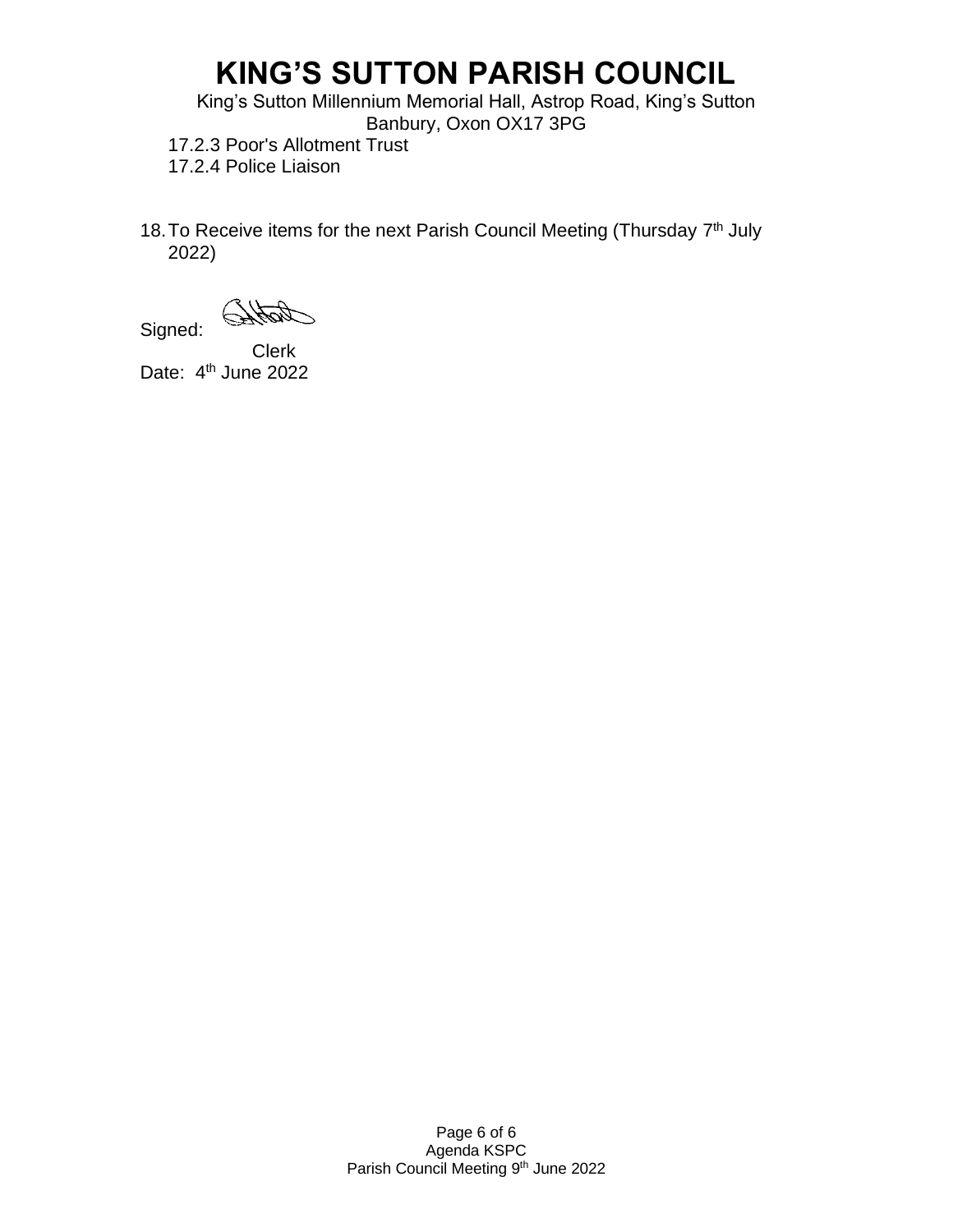# KING'S SUTTON PARISH COUNCIL

King's Sutton Millennium Memorial Hall, Astrop Road, King's Sutton
Banbury, Oxon OX17 3PG

17.2.3 Poor's Allotment Trust
17.2.4 Police Liaison

18. To Receive items for the next Parish Council Meeting (Thursday 7th July 2022)

Signed:

Clerk

Date: 4th June 2022